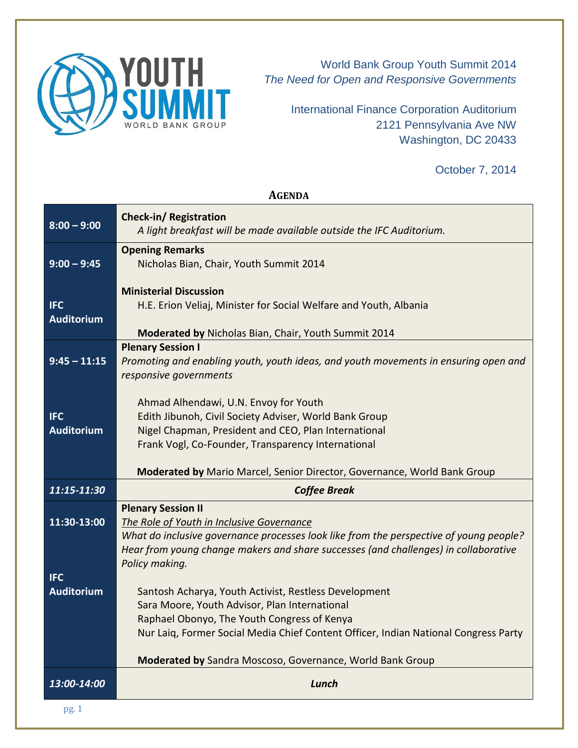YOUTH SUMMIT
WORLD BANK GROUP

World Bank Group Youth Summit 2014
*The Need for Open and Responsive Governments*

International Finance Corporation Auditorium
2121 Pennsylvania Ave NW
Washington, DC 20433

October 7, 2014

## AGENDA

| | |
|---|---|
| **8:00 – 9:00** | **Check-in/ Registration**<br>*A light breakfast will be made available outside the IFC Auditorium.* |
| **9:00 – 9:45**<br><br>**IFC Auditorium** | **Opening Remarks**<br>Nicholas Bian, Chair, Youth Summit 2014<br><br>**Ministerial Discussion**<br>H.E. Erion Veliaj, Minister for Social Welfare and Youth, Albania<br><br>**Moderated by** Nicholas Bian, Chair, Youth Summit 2014 |
| **9:45 – 11:15**<br><br>**IFC Auditorium** | **Plenary Session I**<br>*Promoting and enabling youth, youth ideas, and youth movements in ensuring open and responsive governments*<br><br>Ahmad Alhendawi, U.N. Envoy for Youth<br>Edith Jibunoh, Civil Society Adviser, World Bank Group<br>Nigel Chapman, President and CEO, Plan International<br>Frank Vogl, Co-Founder, Transparency International<br><br>**Moderated by** Mario Marcel, Senior Director, Governance, World Bank Group |
| ***11:15-11:30*** | ***Coffee Break*** |
| **11:30-13:00**<br><br>**IFC Auditorium** | **Plenary Session II**<br>*<u>The Role of Youth in Inclusive Governance</u>*<br>*What do inclusive governance processes look like from the perspective of young people? Hear from young change makers and share successes (and challenges) in collaborative Policy making.*<br><br>Santosh Acharya, Youth Activist, Restless Development<br>Sara Moore, Youth Advisor, Plan International<br>Raphael Obonyo, The Youth Congress of Kenya<br>Nur Laiq, Former Social Media Chief Content Officer, Indian National Congress Party<br><br>**Moderated by** Sandra Moscoso, Governance, World Bank Group |
| ***13:00-14:00*** | ***Lunch*** |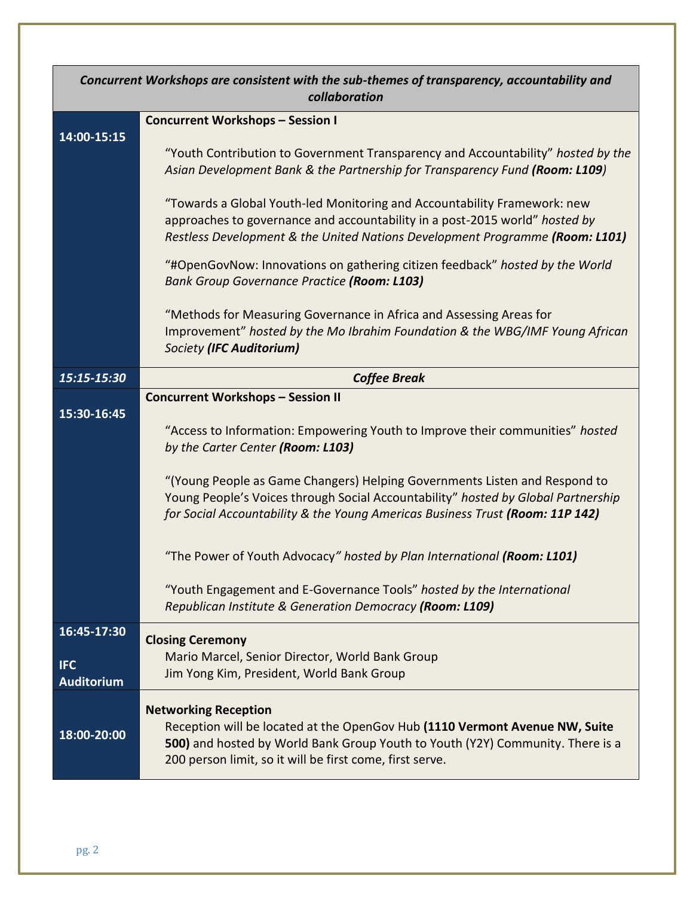| *Concurrent Workshops are consistent with the sub-themes of transparency, accountability and collaboration* | |
|---|---|
| **14:00-15:15** | **Concurrent Workshops – Session I**<br><br>"Youth Contribution to Government Transparency and Accountability" *hosted by the Asian Development Bank & the Partnership for Transparency Fund* ***(Room: L109)***<br><br>"Towards a Global Youth-led Monitoring and Accountability Framework: new approaches to governance and accountability in a post-2015 world" *hosted by Restless Development & the United Nations Development Programme* ***(Room: L101)***<br><br>"#OpenGovNow: Innovations on gathering citizen feedback" *hosted by the World Bank Group Governance Practice* ***(Room: L103)***<br><br>"Methods for Measuring Governance in Africa and Assessing Areas for Improvement" *hosted by the Mo Ibrahim Foundation & the WBG/IMF Young African Society* ***(IFC Auditorium)*** |
| *15:15-15:30* | ***Coffee Break*** |
| **15:30-16:45** | **Concurrent Workshops – Session II**<br><br>"Access to Information: Empowering Youth to Improve their communities" *hosted by the Carter Center* ***(Room: L103)***<br><br>"(Young People as Game Changers) Helping Governments Listen and Respond to Young People's Voices through Social Accountability" *hosted by Global Partnership for Social Accountability & the Young Americas Business Trust* ***(Room: 11P 142)***<br><br>"The Power of Youth Advocacy" *hosted by Plan International* ***(Room: L101)***<br><br>"Youth Engagement and E-Governance Tools" *hosted by the International Republican Institute & Generation Democracy* ***(Room: L109)*** |
| **16:45-17:30**<br><br>**IFC Auditorium** | **Closing Ceremony**<br>Mario Marcel, Senior Director, World Bank Group<br>Jim Yong Kim, President, World Bank Group |
| **18:00-20:00** | **Networking Reception**<br>Reception will be located at the OpenGov Hub **(1110 Vermont Avenue NW, Suite 500)** and hosted by World Bank Group Youth to Youth (Y2Y) Community. There is a 200 person limit, so it will be first come, first serve. |